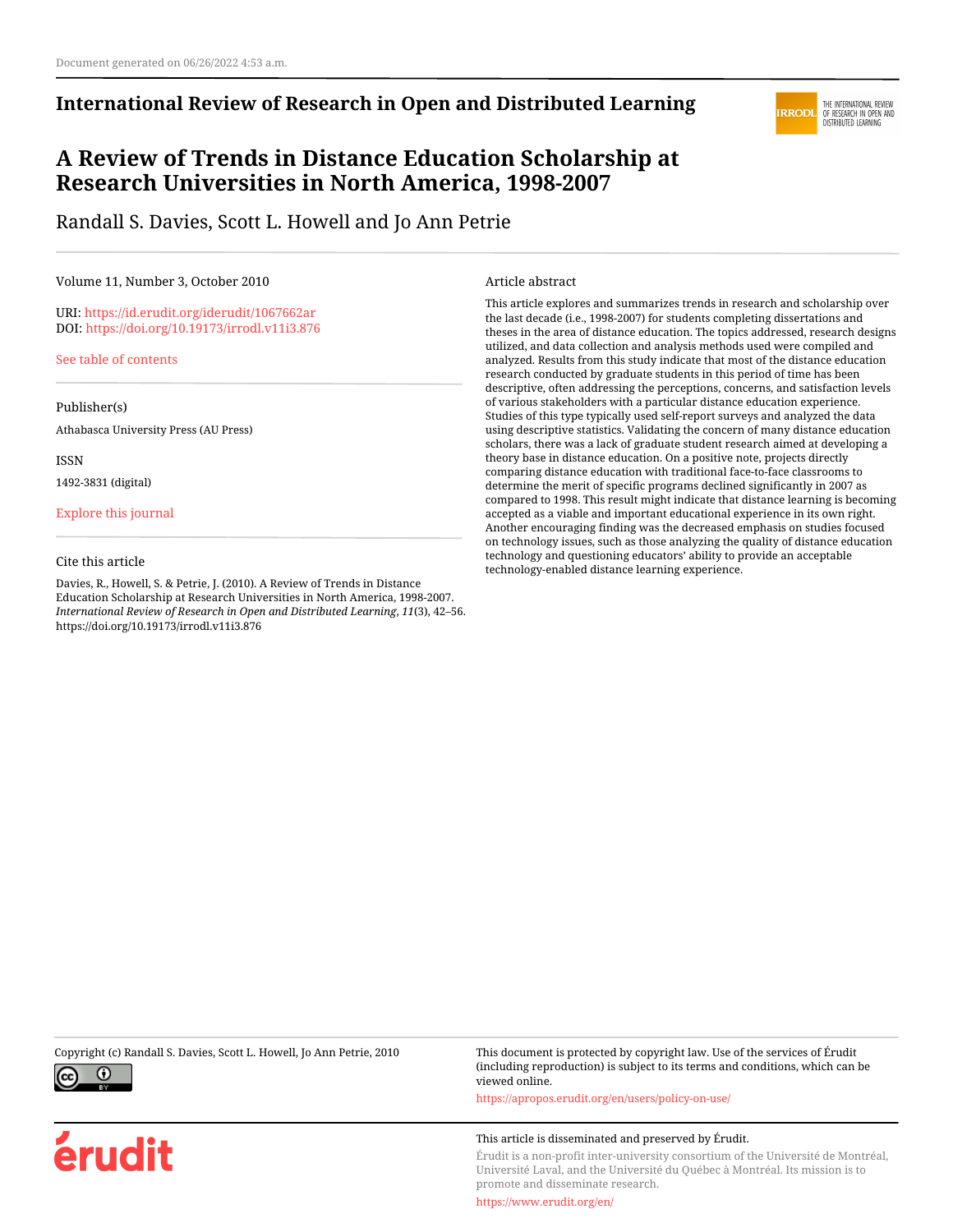Document generated on 06/26/2022 4:53 a.m.

**International Review of Research in Open and Distributed Learning**

# A Review of Trends in Distance Education Scholarship at Research Universities in North America, 1998-2007

Randall S. Davies, Scott L. Howell and Jo Ann Petrie

Volume 11, Number 3, October 2010

URI: https://id.erudit.org/iderudit/1067662ar
DOI: https://doi.org/10.19173/irrodl.v11i3.876

See table of contents

Publisher(s)

Athabasca University Press (AU Press)

ISSN

1492-3831 (digital)

Explore this journal

Cite this article

Davies, R., Howell, S. & Petrie, J. (2010). A Review of Trends in Distance Education Scholarship at Research Universities in North America, 1998-2007. *International Review of Research in Open and Distributed Learning*, *11*(3), 42–56. https://doi.org/10.19173/irrodl.v11i3.876

Article abstract

This article explores and summarizes trends in research and scholarship over the last decade (i.e., 1998-2007) for students completing dissertations and theses in the area of distance education. The topics addressed, research designs utilized, and data collection and analysis methods used were compiled and analyzed. Results from this study indicate that most of the distance education research conducted by graduate students in this period of time has been descriptive, often addressing the perceptions, concerns, and satisfaction levels of various stakeholders with a particular distance education experience. Studies of this type typically used self-report surveys and analyzed the data using descriptive statistics. Validating the concern of many distance education scholars, there was a lack of graduate student research aimed at developing a theory base in distance education. On a positive note, projects directly comparing distance education with traditional face-to-face classrooms to determine the merit of specific programs declined significantly in 2007 as compared to 1998. This result might indicate that distance learning is becoming accepted as a viable and important educational experience in its own right. Another encouraging finding was the decreased emphasis on studies focused on technology issues, such as those analyzing the quality of distance education technology and questioning educators' ability to provide an acceptable technology-enabled distance learning experience.

Copyright (c) Randall S. Davies, Scott L. Howell, Jo Ann Petrie, 2010

This document is protected by copyright law. Use of the services of Érudit (including reproduction) is subject to its terms and conditions, which can be viewed online.

https://apropos.erudit.org/en/users/policy-on-use/

This article is disseminated and preserved by Érudit.

Érudit is a non-profit inter-university consortium of the Université de Montréal, Université Laval, and the Université du Québec à Montréal. Its mission is to promote and disseminate research.

https://www.erudit.org/en/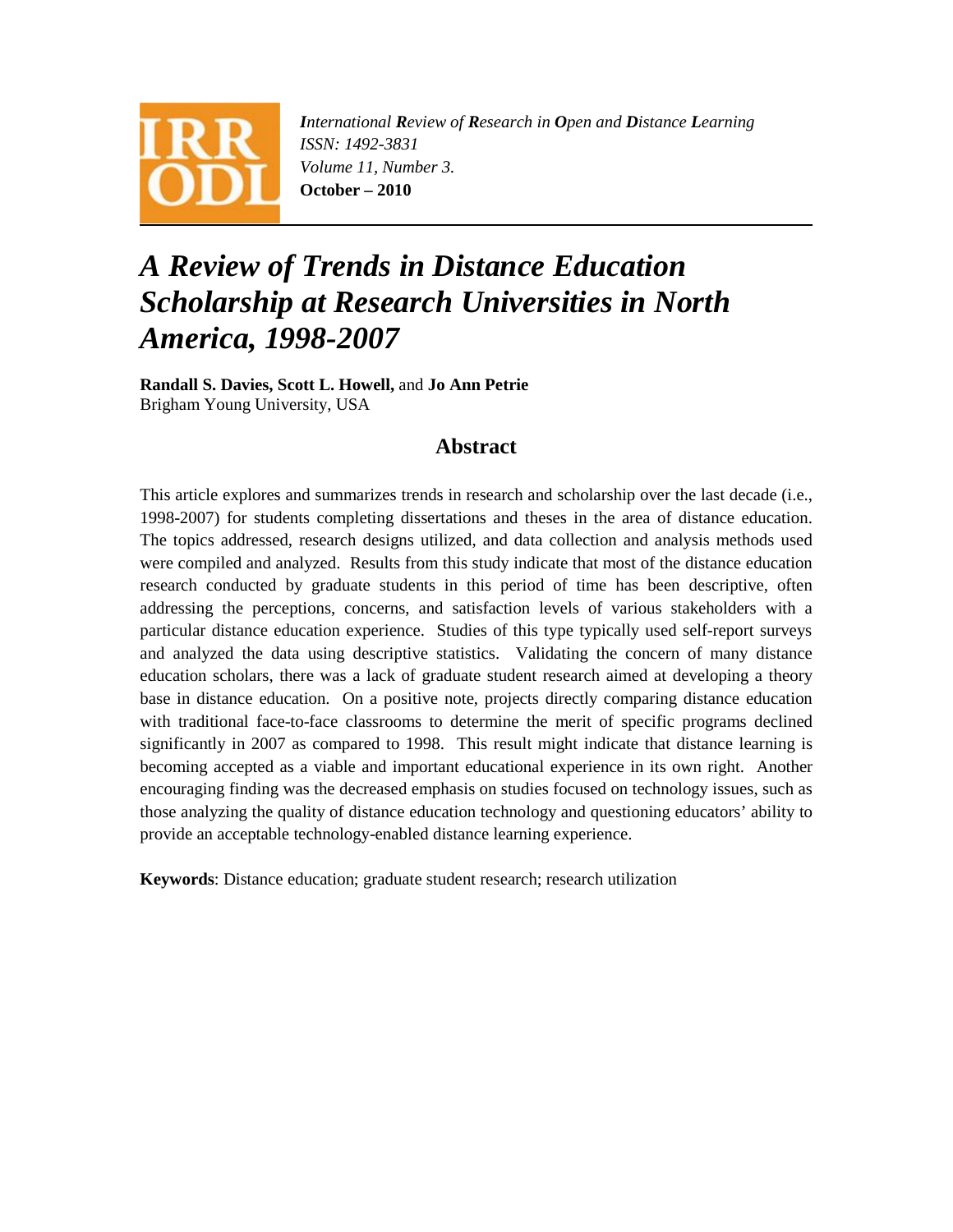*International Review of Research in Open and Distance Learning*
*ISSN: 1492-3831*
*Volume 11, Number 3.*
**October – 2010**

# *A Review of Trends in Distance Education Scholarship at Research Universities in North America, 1998-2007*

**Randall S. Davies, Scott L. Howell,** and **Jo Ann Petrie**
Brigham Young University, USA

## Abstract

This article explores and summarizes trends in research and scholarship over the last decade (i.e., 1998-2007) for students completing dissertations and theses in the area of distance education. The topics addressed, research designs utilized, and data collection and analysis methods used were compiled and analyzed. Results from this study indicate that most of the distance education research conducted by graduate students in this period of time has been descriptive, often addressing the perceptions, concerns, and satisfaction levels of various stakeholders with a particular distance education experience. Studies of this type typically used self-report surveys and analyzed the data using descriptive statistics. Validating the concern of many distance education scholars, there was a lack of graduate student research aimed at developing a theory base in distance education. On a positive note, projects directly comparing distance education with traditional face-to-face classrooms to determine the merit of specific programs declined significantly in 2007 as compared to 1998. This result might indicate that distance learning is becoming accepted as a viable and important educational experience in its own right. Another encouraging finding was the decreased emphasis on studies focused on technology issues, such as those analyzing the quality of distance education technology and questioning educators' ability to provide an acceptable technology-enabled distance learning experience.

**Keywords**: Distance education; graduate student research; research utilization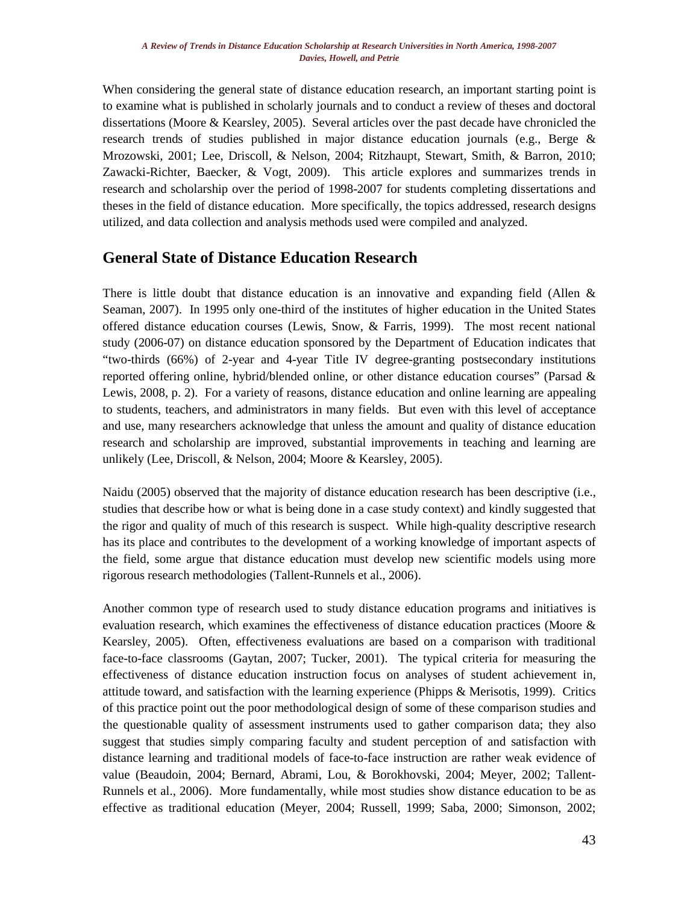When considering the general state of distance education research, an important starting point is to examine what is published in scholarly journals and to conduct a review of theses and doctoral dissertations (Moore & Kearsley, 2005). Several articles over the past decade have chronicled the research trends of studies published in major distance education journals (e.g., Berge & Mrozowski, 2001; Lee, Driscoll, & Nelson, 2004; Ritzhaupt, Stewart, Smith, & Barron, 2010; Zawacki-Richter, Baecker, & Vogt, 2009). This article explores and summarizes trends in research and scholarship over the period of 1998-2007 for students completing dissertations and theses in the field of distance education. More specifically, the topics addressed, research designs utilized, and data collection and analysis methods used were compiled and analyzed.

## General State of Distance Education Research

There is little doubt that distance education is an innovative and expanding field (Allen & Seaman, 2007). In 1995 only one-third of the institutes of higher education in the United States offered distance education courses (Lewis, Snow, & Farris, 1999). The most recent national study (2006-07) on distance education sponsored by the Department of Education indicates that "two-thirds (66%) of 2-year and 4-year Title IV degree-granting postsecondary institutions reported offering online, hybrid/blended online, or other distance education courses" (Parsad & Lewis, 2008, p. 2). For a variety of reasons, distance education and online learning are appealing to students, teachers, and administrators in many fields. But even with this level of acceptance and use, many researchers acknowledge that unless the amount and quality of distance education research and scholarship are improved, substantial improvements in teaching and learning are unlikely (Lee, Driscoll, & Nelson, 2004; Moore & Kearsley, 2005).

Naidu (2005) observed that the majority of distance education research has been descriptive (i.e., studies that describe how or what is being done in a case study context) and kindly suggested that the rigor and quality of much of this research is suspect. While high-quality descriptive research has its place and contributes to the development of a working knowledge of important aspects of the field, some argue that distance education must develop new scientific models using more rigorous research methodologies (Tallent-Runnels et al., 2006).

Another common type of research used to study distance education programs and initiatives is evaluation research, which examines the effectiveness of distance education practices (Moore & Kearsley, 2005). Often, effectiveness evaluations are based on a comparison with traditional face-to-face classrooms (Gaytan, 2007; Tucker, 2001). The typical criteria for measuring the effectiveness of distance education instruction focus on analyses of student achievement in, attitude toward, and satisfaction with the learning experience (Phipps & Merisotis, 1999). Critics of this practice point out the poor methodological design of some of these comparison studies and the questionable quality of assessment instruments used to gather comparison data; they also suggest that studies simply comparing faculty and student perception of and satisfaction with distance learning and traditional models of face-to-face instruction are rather weak evidence of value (Beaudoin, 2004; Bernard, Abrami, Lou, & Borokhovski, 2004; Meyer, 2002; Tallent-Runnels et al., 2006). More fundamentally, while most studies show distance education to be as effective as traditional education (Meyer, 2004; Russell, 1999; Saba, 2000; Simonson, 2002;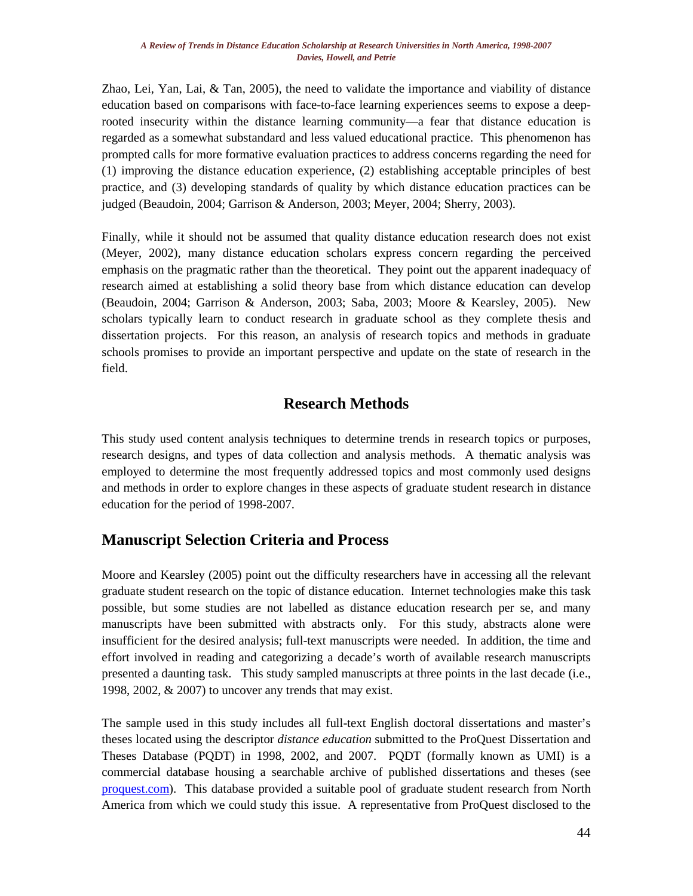Zhao, Lei, Yan, Lai, & Tan, 2005), the need to validate the importance and viability of distance education based on comparisons with face-to-face learning experiences seems to expose a deep-rooted insecurity within the distance learning community—a fear that distance education is regarded as a somewhat substandard and less valued educational practice. This phenomenon has prompted calls for more formative evaluation practices to address concerns regarding the need for (1) improving the distance education experience, (2) establishing acceptable principles of best practice, and (3) developing standards of quality by which distance education practices can be judged (Beaudoin, 2004; Garrison & Anderson, 2003; Meyer, 2004; Sherry, 2003).

Finally, while it should not be assumed that quality distance education research does not exist (Meyer, 2002), many distance education scholars express concern regarding the perceived emphasis on the pragmatic rather than the theoretical. They point out the apparent inadequacy of research aimed at establishing a solid theory base from which distance education can develop (Beaudoin, 2004; Garrison & Anderson, 2003; Saba, 2003; Moore & Kearsley, 2005). New scholars typically learn to conduct research in graduate school as they complete thesis and dissertation projects. For this reason, an analysis of research topics and methods in graduate schools promises to provide an important perspective and update on the state of research in the field.

# Research Methods

This study used content analysis techniques to determine trends in research topics or purposes, research designs, and types of data collection and analysis methods. A thematic analysis was employed to determine the most frequently addressed topics and most commonly used designs and methods in order to explore changes in these aspects of graduate student research in distance education for the period of 1998-2007.

## Manuscript Selection Criteria and Process

Moore and Kearsley (2005) point out the difficulty researchers have in accessing all the relevant graduate student research on the topic of distance education. Internet technologies make this task possible, but some studies are not labelled as distance education research per se, and many manuscripts have been submitted with abstracts only. For this study, abstracts alone were insufficient for the desired analysis; full-text manuscripts were needed. In addition, the time and effort involved in reading and categorizing a decade's worth of available research manuscripts presented a daunting task. This study sampled manuscripts at three points in the last decade (i.e., 1998, 2002, & 2007) to uncover any trends that may exist.

The sample used in this study includes all full-text English doctoral dissertations and master's theses located using the descriptor *distance education* submitted to the ProQuest Dissertation and Theses Database (PQDT) in 1998, 2002, and 2007. PQDT (formally known as UMI) is a commercial database housing a searchable archive of published dissertations and theses (see [proquest.com](proquest.com)). This database provided a suitable pool of graduate student research from North America from which we could study this issue. A representative from ProQuest disclosed to the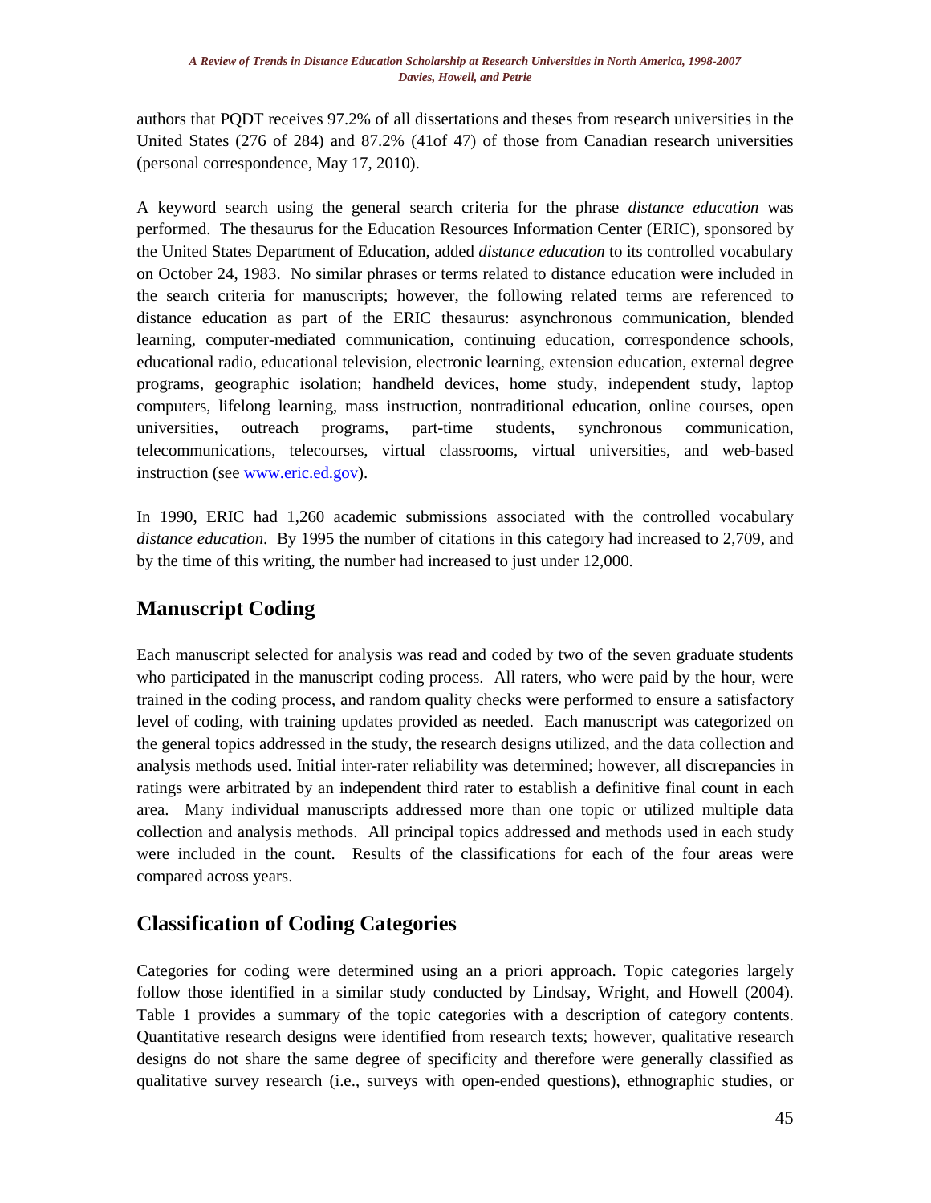authors that PQDT receives 97.2% of all dissertations and theses from research universities in the United States (276 of 284) and 87.2% (41of 47) of those from Canadian research universities (personal correspondence, May 17, 2010).

A keyword search using the general search criteria for the phrase *distance education* was performed. The thesaurus for the Education Resources Information Center (ERIC), sponsored by the United States Department of Education, added *distance education* to its controlled vocabulary on October 24, 1983. No similar phrases or terms related to distance education were included in the search criteria for manuscripts; however, the following related terms are referenced to distance education as part of the ERIC thesaurus: asynchronous communication, blended learning, computer-mediated communication, continuing education, correspondence schools, educational radio, educational television, electronic learning, extension education, external degree programs, geographic isolation; handheld devices, home study, independent study, laptop computers, lifelong learning, mass instruction, nontraditional education, online courses, open universities, outreach programs, part-time students, synchronous communication, telecommunications, telecourses, virtual classrooms, virtual universities, and web-based instruction (see [www.eric.ed.gov](http://www.eric.ed.gov)).

In 1990, ERIC had 1,260 academic submissions associated with the controlled vocabulary *distance education*. By 1995 the number of citations in this category had increased to 2,709, and by the time of this writing, the number had increased to just under 12,000.

## Manuscript Coding

Each manuscript selected for analysis was read and coded by two of the seven graduate students who participated in the manuscript coding process. All raters, who were paid by the hour, were trained in the coding process, and random quality checks were performed to ensure a satisfactory level of coding, with training updates provided as needed. Each manuscript was categorized on the general topics addressed in the study, the research designs utilized, and the data collection and analysis methods used. Initial inter-rater reliability was determined; however, all discrepancies in ratings were arbitrated by an independent third rater to establish a definitive final count in each area. Many individual manuscripts addressed more than one topic or utilized multiple data collection and analysis methods. All principal topics addressed and methods used in each study were included in the count. Results of the classifications for each of the four areas were compared across years.

## Classification of Coding Categories

Categories for coding were determined using an a priori approach. Topic categories largely follow those identified in a similar study conducted by Lindsay, Wright, and Howell (2004). Table 1 provides a summary of the topic categories with a description of category contents. Quantitative research designs were identified from research texts; however, qualitative research designs do not share the same degree of specificity and therefore were generally classified as qualitative survey research (i.e., surveys with open-ended questions), ethnographic studies, or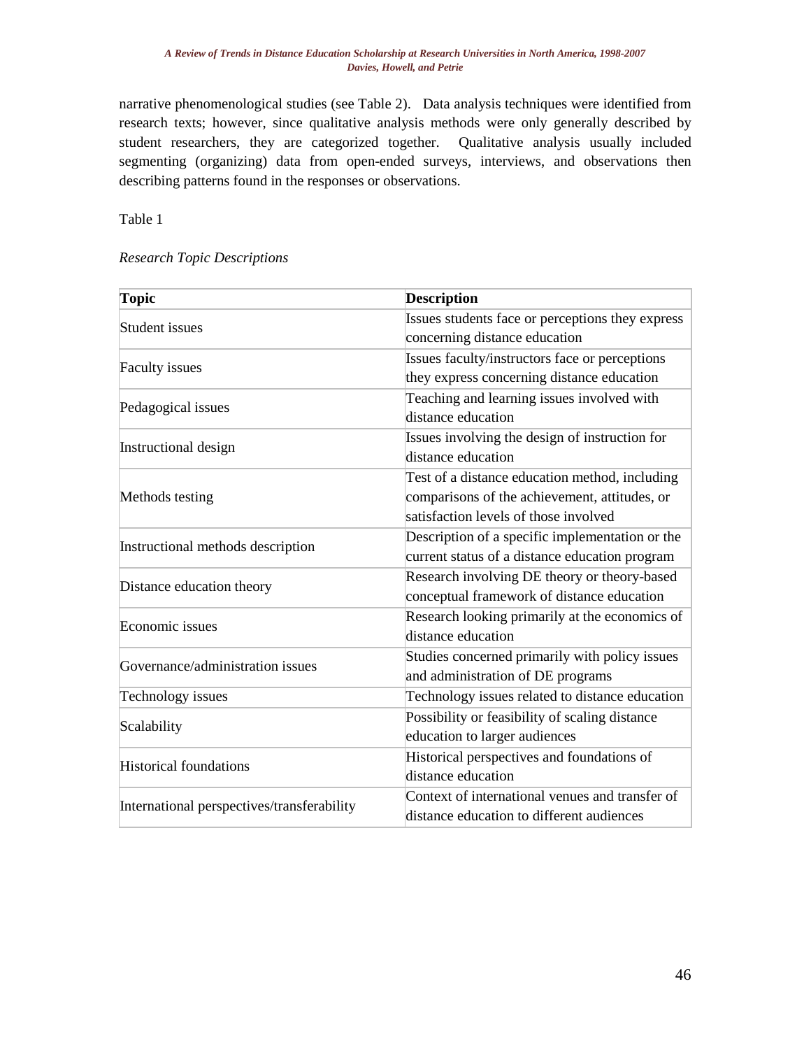narrative phenomenological studies (see Table 2). Data analysis techniques were identified from research texts; however, since qualitative analysis methods were only generally described by student researchers, they are categorized together. Qualitative analysis usually included segmenting (organizing) data from open-ended surveys, interviews, and observations then describing patterns found in the responses or observations.

Table 1

*Research Topic Descriptions*

| Topic | Description |
|---|---|
| Student issues | Issues students face or perceptions they express concerning distance education |
| Faculty issues | Issues faculty/instructors face or perceptions they express concerning distance education |
| Pedagogical issues | Teaching and learning issues involved with distance education |
| Instructional design | Issues involving the design of instruction for distance education |
| Methods testing | Test of a distance education method, including comparisons of the achievement, attitudes, or satisfaction levels of those involved |
| Instructional methods description | Description of a specific implementation or the current status of a distance education program |
| Distance education theory | Research involving DE theory or theory-based conceptual framework of distance education |
| Economic issues | Research looking primarily at the economics of distance education |
| Governance/administration issues | Studies concerned primarily with policy issues and administration of DE programs |
| Technology issues | Technology issues related to distance education |
| Scalability | Possibility or feasibility of scaling distance education to larger audiences |
| Historical foundations | Historical perspectives and foundations of distance education |
| International perspectives/transferability | Context of international venues and transfer of distance education to different audiences |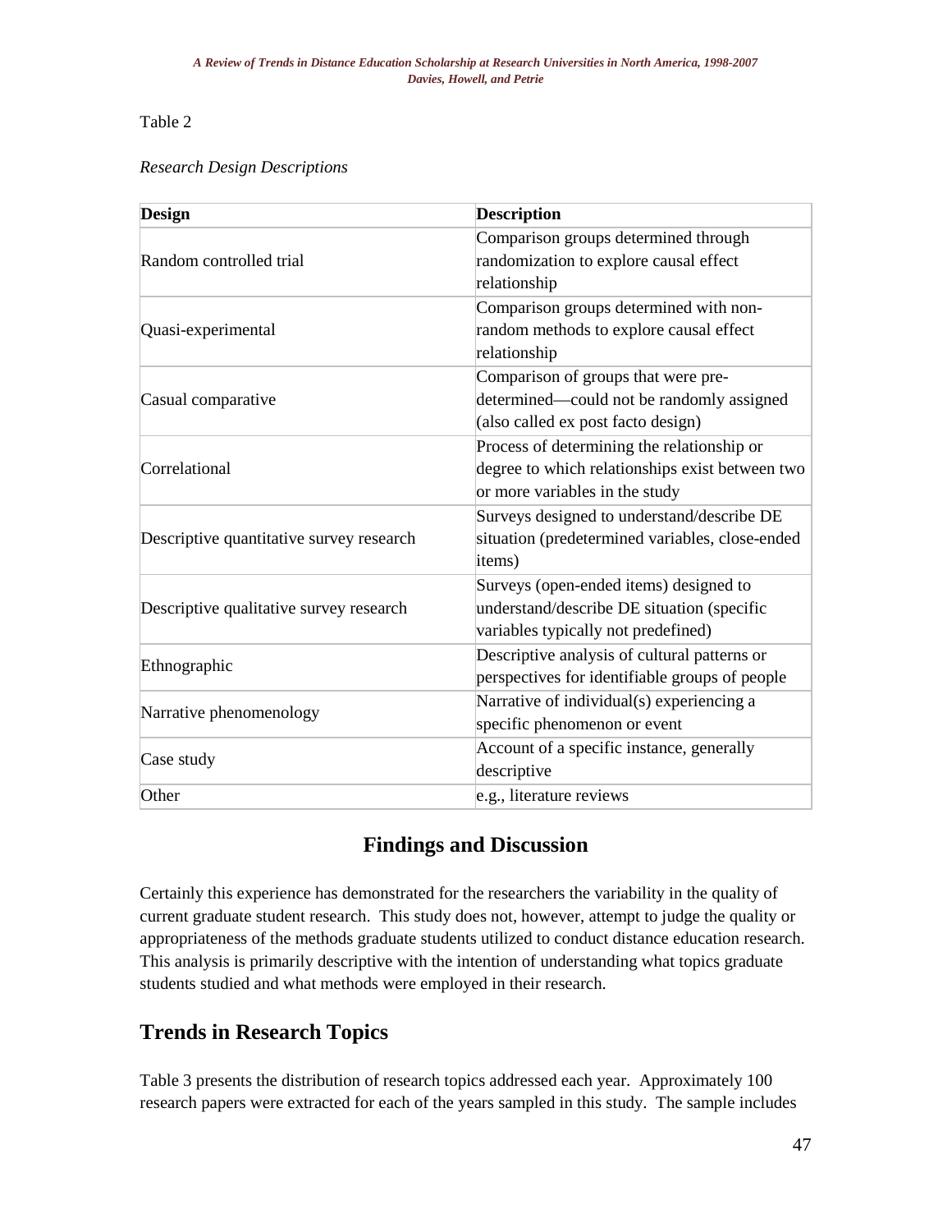Table 2

*Research Design Descriptions*

| Design | Description |
|---|---|
| Random controlled trial | Comparison groups determined through randomization to explore causal effect relationship |
| Quasi-experimental | Comparison groups determined with non-random methods to explore causal effect relationship |
| Casual comparative | Comparison of groups that were pre-determined—could not be randomly assigned (also called ex post facto design) |
| Correlational | Process of determining the relationship or degree to which relationships exist between two or more variables in the study |
| Descriptive quantitative survey research | Surveys designed to understand/describe DE situation (predetermined variables, close-ended items) |
| Descriptive qualitative survey research | Surveys (open-ended items) designed to understand/describe DE situation (specific variables typically not predefined) |
| Ethnographic | Descriptive analysis of cultural patterns or perspectives for identifiable groups of people |
| Narrative phenomenology | Narrative of individual(s) experiencing a specific phenomenon or event |
| Case study | Account of a specific instance, generally descriptive |
| Other | e.g., literature reviews |

# Findings and Discussion

Certainly this experience has demonstrated for the researchers the variability in the quality of current graduate student research. This study does not, however, attempt to judge the quality or appropriateness of the methods graduate students utilized to conduct distance education research. This analysis is primarily descriptive with the intention of understanding what topics graduate students studied and what methods were employed in their research.

## Trends in Research Topics

Table 3 presents the distribution of research topics addressed each year. Approximately 100 research papers were extracted for each of the years sampled in this study. The sample includes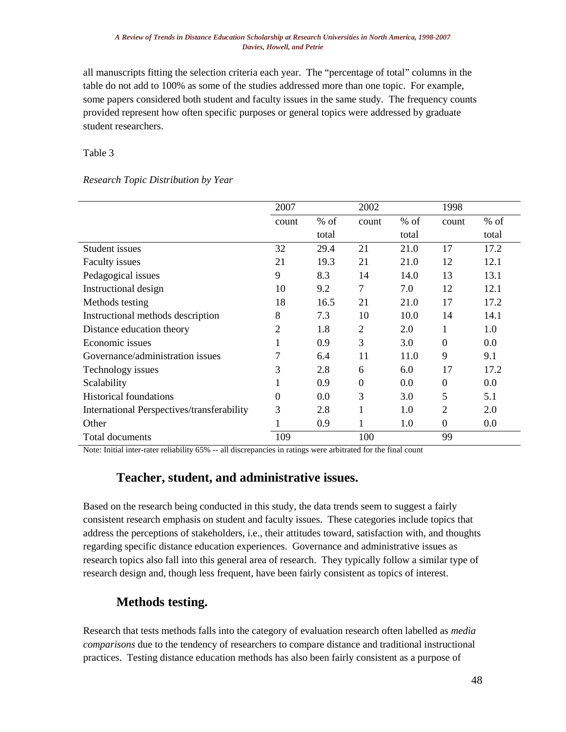all manuscripts fitting the selection criteria each year. The "percentage of total" columns in the table do not add to 100% as some of the studies addressed more than one topic. For example, some papers considered both student and faculty issues in the same study. The frequency counts provided represent how often specific purposes or general topics were addressed by graduate student researchers.

Table 3

*Research Topic Distribution by Year*

| | 2007 | | 2002 | | 1998 | |
|---|---|---|---|---|---|---|
| | count | % of total | count | % of total | count | % of total |
| Student issues | 32 | 29.4 | 21 | 21.0 | 17 | 17.2 |
| Faculty issues | 21 | 19.3 | 21 | 21.0 | 12 | 12.1 |
| Pedagogical issues | 9 | 8.3 | 14 | 14.0 | 13 | 13.1 |
| Instructional design | 10 | 9.2 | 7 | 7.0 | 12 | 12.1 |
| Methods testing | 18 | 16.5 | 21 | 21.0 | 17 | 17.2 |
| Instructional methods description | 8 | 7.3 | 10 | 10.0 | 14 | 14.1 |
| Distance education theory | 2 | 1.8 | 2 | 2.0 | 1 | 1.0 |
| Economic issues | 1 | 0.9 | 3 | 3.0 | 0 | 0.0 |
| Governance/administration issues | 7 | 6.4 | 11 | 11.0 | 9 | 9.1 |
| Technology issues | 3 | 2.8 | 6 | 6.0 | 17 | 17.2 |
| Scalability | 1 | 0.9 | 0 | 0.0 | 0 | 0.0 |
| Historical foundations | 0 | 0.0 | 3 | 3.0 | 5 | 5.1 |
| International Perspectives/transferability | 3 | 2.8 | 1 | 1.0 | 2 | 2.0 |
| Other | 1 | 0.9 | 1 | 1.0 | 0 | 0.0 |
| Total documents | 109 | | 100 | | 99 | |

Note: Initial inter-rater reliability 65% -- all discrepancies in ratings were arbitrated for the final count

### Teacher, student, and administrative issues.

Based on the research being conducted in this study, the data trends seem to suggest a fairly consistent research emphasis on student and faculty issues. These categories include topics that address the perceptions of stakeholders, i.e., their attitudes toward, satisfaction with, and thoughts regarding specific distance education experiences. Governance and administrative issues as research topics also fall into this general area of research. They typically follow a similar type of research design and, though less frequent, have been fairly consistent as topics of interest.

### Methods testing.

Research that tests methods falls into the category of evaluation research often labelled as *media comparisons* due to the tendency of researchers to compare distance and traditional instructional practices. Testing distance education methods has also been fairly consistent as a purpose of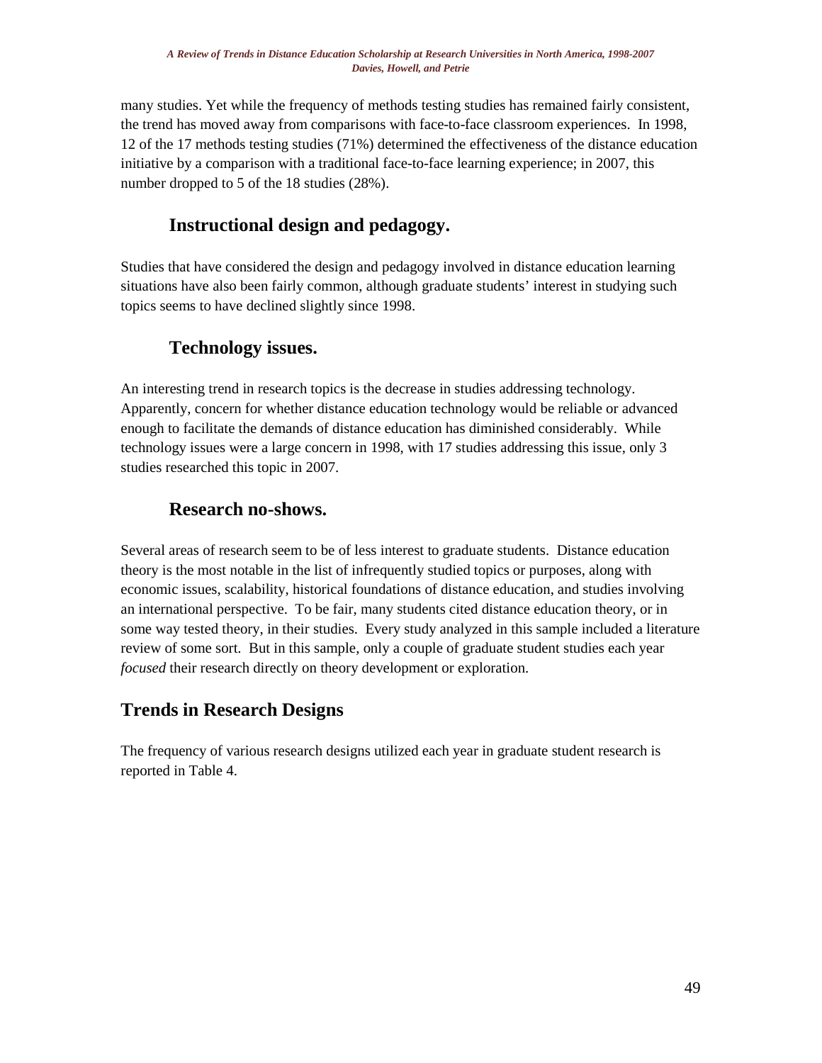many studies. Yet while the frequency of methods testing studies has remained fairly consistent, the trend has moved away from comparisons with face-to-face classroom experiences. In 1998, 12 of the 17 methods testing studies (71%) determined the effectiveness of the distance education initiative by a comparison with a traditional face-to-face learning experience; in 2007, this number dropped to 5 of the 18 studies (28%).

### Instructional design and pedagogy.

Studies that have considered the design and pedagogy involved in distance education learning situations have also been fairly common, although graduate students' interest in studying such topics seems to have declined slightly since 1998.

### Technology issues.

An interesting trend in research topics is the decrease in studies addressing technology. Apparently, concern for whether distance education technology would be reliable or advanced enough to facilitate the demands of distance education has diminished considerably. While technology issues were a large concern in 1998, with 17 studies addressing this issue, only 3 studies researched this topic in 2007.

### Research no-shows.

Several areas of research seem to be of less interest to graduate students. Distance education theory is the most notable in the list of infrequently studied topics or purposes, along with economic issues, scalability, historical foundations of distance education, and studies involving an international perspective. To be fair, many students cited distance education theory, or in some way tested theory, in their studies. Every study analyzed in this sample included a literature review of some sort. But in this sample, only a couple of graduate student studies each year *focused* their research directly on theory development or exploration.

## Trends in Research Designs

The frequency of various research designs utilized each year in graduate student research is reported in Table 4.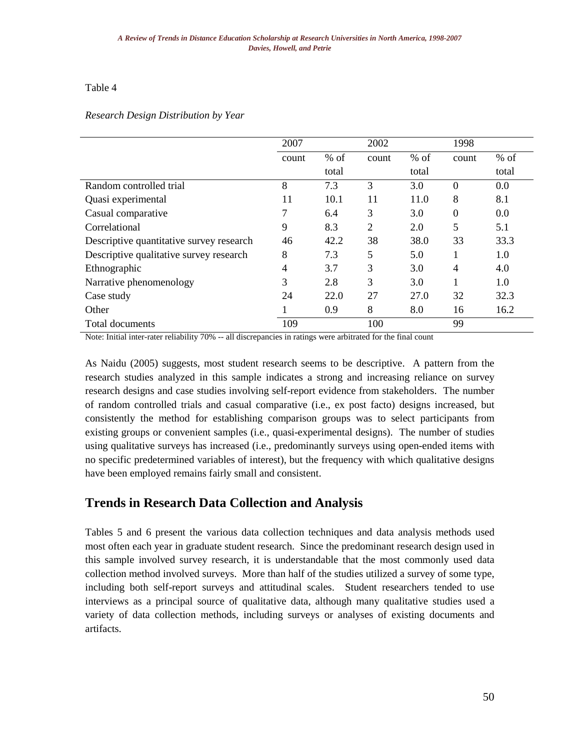Table 4

*Research Design Distribution by Year*

| | 2007 | | 2002 | | 1998 | |
|---|---|---|---|---|---|---|
| | count | % of total | count | % of total | count | % of total |
| Random controlled trial | 8 | 7.3 | 3 | 3.0 | 0 | 0.0 |
| Quasi experimental | 11 | 10.1 | 11 | 11.0 | 8 | 8.1 |
| Casual comparative | 7 | 6.4 | 3 | 3.0 | 0 | 0.0 |
| Correlational | 9 | 8.3 | 2 | 2.0 | 5 | 5.1 |
| Descriptive quantitative survey research | 46 | 42.2 | 38 | 38.0 | 33 | 33.3 |
| Descriptive qualitative survey research | 8 | 7.3 | 5 | 5.0 | 1 | 1.0 |
| Ethnographic | 4 | 3.7 | 3 | 3.0 | 4 | 4.0 |
| Narrative phenomenology | 3 | 2.8 | 3 | 3.0 | 1 | 1.0 |
| Case study | 24 | 22.0 | 27 | 27.0 | 32 | 32.3 |
| Other | 1 | 0.9 | 8 | 8.0 | 16 | 16.2 |
| Total documents | 109 | | 100 | | 99 | |

Note: Initial inter-rater reliability 70% -- all discrepancies in ratings were arbitrated for the final count

As Naidu (2005) suggests, most student research seems to be descriptive. A pattern from the research studies analyzed in this sample indicates a strong and increasing reliance on survey research designs and case studies involving self-report evidence from stakeholders. The number of random controlled trials and casual comparative (i.e., ex post facto) designs increased, but consistently the method for establishing comparison groups was to select participants from existing groups or convenient samples (i.e., quasi-experimental designs). The number of studies using qualitative surveys has increased (i.e., predominantly surveys using open-ended items with no specific predetermined variables of interest), but the frequency with which qualitative designs have been employed remains fairly small and consistent.

## Trends in Research Data Collection and Analysis

Tables 5 and 6 present the various data collection techniques and data analysis methods used most often each year in graduate student research. Since the predominant research design used in this sample involved survey research, it is understandable that the most commonly used data collection method involved surveys. More than half of the studies utilized a survey of some type, including both self-report surveys and attitudinal scales. Student researchers tended to use interviews as a principal source of qualitative data, although many qualitative studies used a variety of data collection methods, including surveys or analyses of existing documents and artifacts.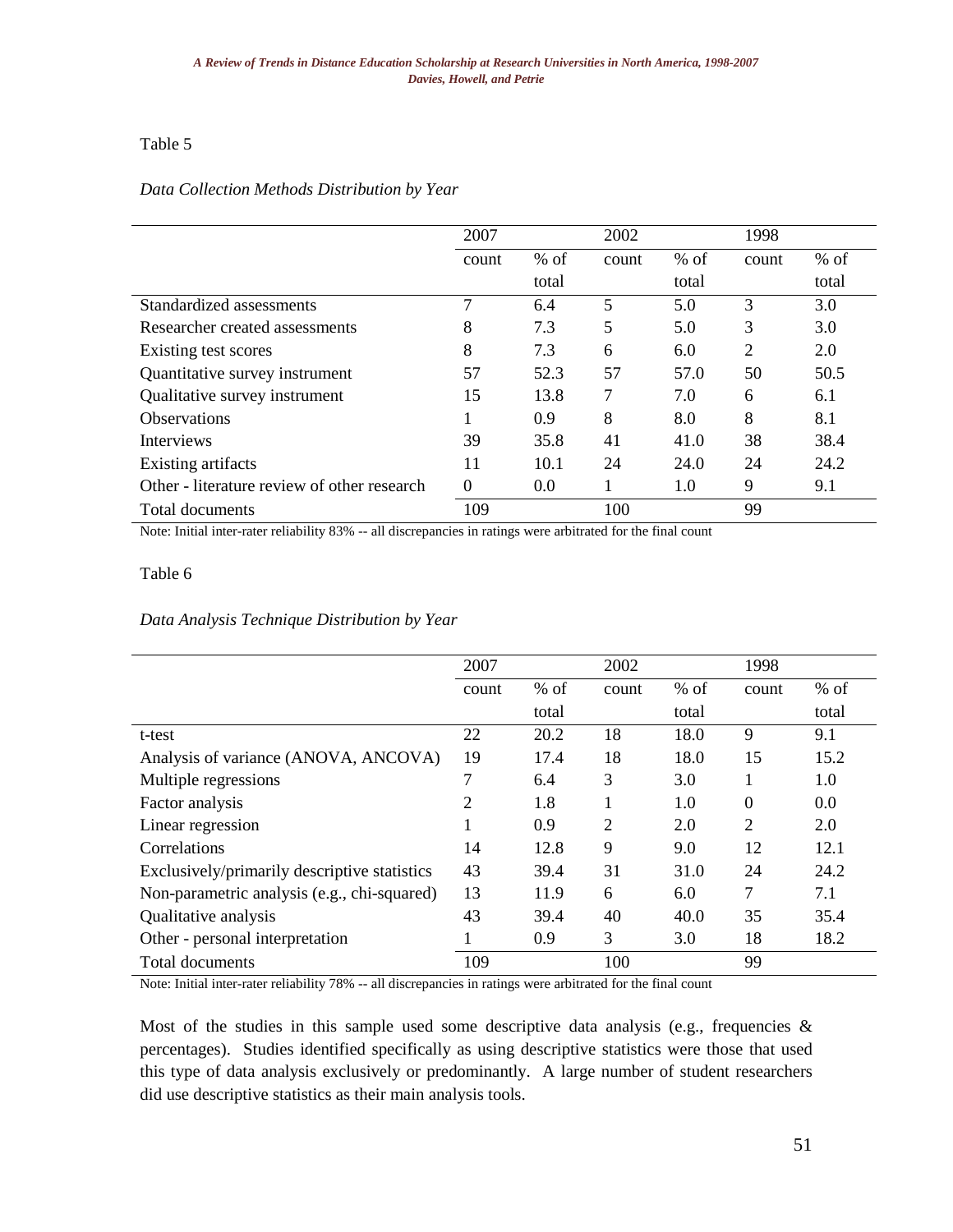Table 5

*Data Collection Methods Distribution by Year*

| | 2007 | | 2002 | | 1998 | |
|---|---|---|---|---|---|---|
| | count | % of total | count | % of total | count | % of total |
| Standardized assessments | 7 | 6.4 | 5 | 5.0 | 3 | 3.0 |
| Researcher created assessments | 8 | 7.3 | 5 | 5.0 | 3 | 3.0 |
| Existing test scores | 8 | 7.3 | 6 | 6.0 | 2 | 2.0 |
| Quantitative survey instrument | 57 | 52.3 | 57 | 57.0 | 50 | 50.5 |
| Qualitative survey instrument | 15 | 13.8 | 7 | 7.0 | 6 | 6.1 |
| Observations | 1 | 0.9 | 8 | 8.0 | 8 | 8.1 |
| Interviews | 39 | 35.8 | 41 | 41.0 | 38 | 38.4 |
| Existing artifacts | 11 | 10.1 | 24 | 24.0 | 24 | 24.2 |
| Other - literature review of other research | 0 | 0.0 | 1 | 1.0 | 9 | 9.1 |
| Total documents | 109 | | 100 | | 99 | |

Note: Initial inter-rater reliability 83% -- all discrepancies in ratings were arbitrated for the final count

Table 6

*Data Analysis Technique Distribution by Year*

| | 2007 | | 2002 | | 1998 | |
|---|---|---|---|---|---|---|
| | count | % of total | count | % of total | count | % of total |
| t-test | 22 | 20.2 | 18 | 18.0 | 9 | 9.1 |
| Analysis of variance (ANOVA, ANCOVA) | 19 | 17.4 | 18 | 18.0 | 15 | 15.2 |
| Multiple regressions | 7 | 6.4 | 3 | 3.0 | 1 | 1.0 |
| Factor analysis | 2 | 1.8 | 1 | 1.0 | 0 | 0.0 |
| Linear regression | 1 | 0.9 | 2 | 2.0 | 2 | 2.0 |
| Correlations | 14 | 12.8 | 9 | 9.0 | 12 | 12.1 |
| Exclusively/primarily descriptive statistics | 43 | 39.4 | 31 | 31.0 | 24 | 24.2 |
| Non-parametric analysis (e.g., chi-squared) | 13 | 11.9 | 6 | 6.0 | 7 | 7.1 |
| Qualitative analysis | 43 | 39.4 | 40 | 40.0 | 35 | 35.4 |
| Other - personal interpretation | 1 | 0.9 | 3 | 3.0 | 18 | 18.2 |
| Total documents | 109 | | 100 | | 99 | |

Note: Initial inter-rater reliability 78% -- all discrepancies in ratings were arbitrated for the final count

Most of the studies in this sample used some descriptive data analysis (e.g., frequencies & percentages). Studies identified specifically as using descriptive statistics were those that used this type of data analysis exclusively or predominantly. A large number of student researchers did use descriptive statistics as their main analysis tools.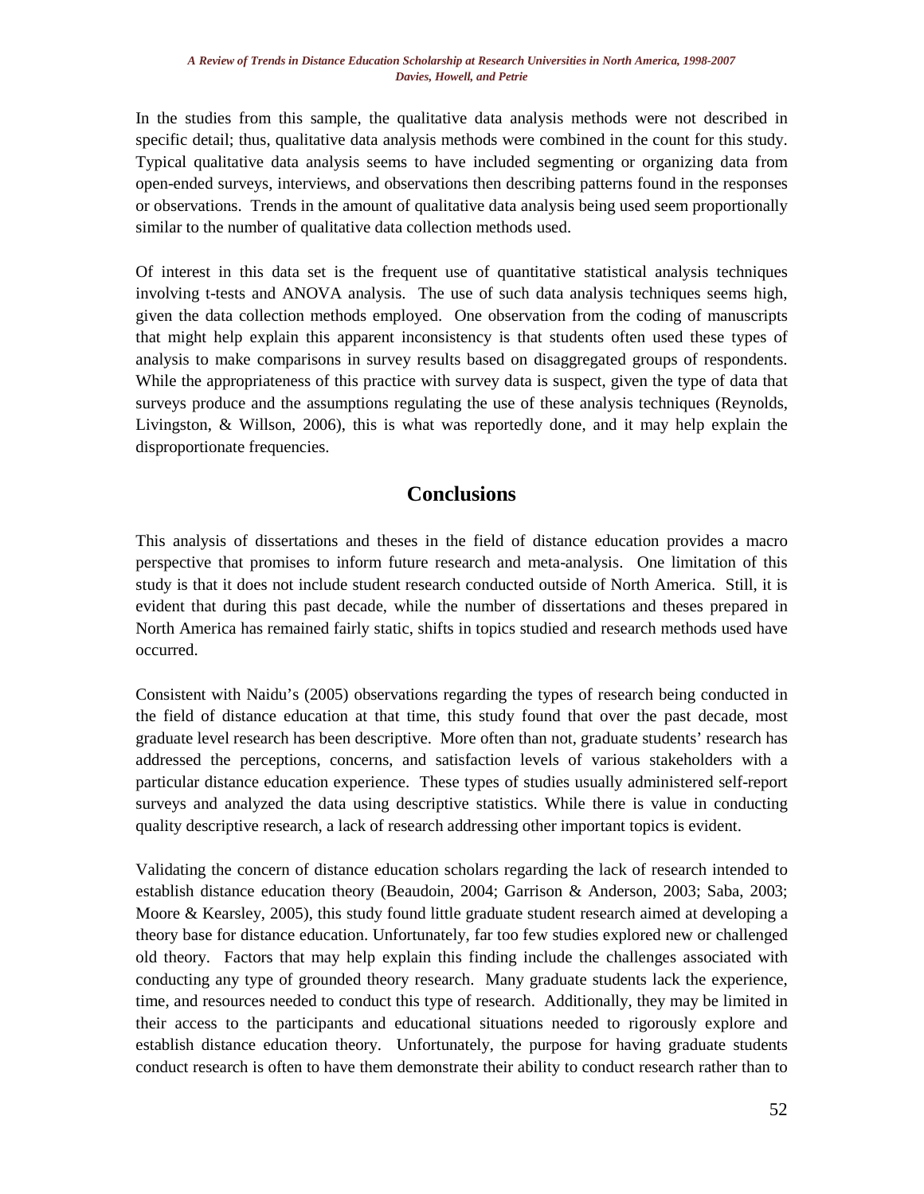In the studies from this sample, the qualitative data analysis methods were not described in specific detail; thus, qualitative data analysis methods were combined in the count for this study. Typical qualitative data analysis seems to have included segmenting or organizing data from open-ended surveys, interviews, and observations then describing patterns found in the responses or observations. Trends in the amount of qualitative data analysis being used seem proportionally similar to the number of qualitative data collection methods used.

Of interest in this data set is the frequent use of quantitative statistical analysis techniques involving t-tests and ANOVA analysis. The use of such data analysis techniques seems high, given the data collection methods employed. One observation from the coding of manuscripts that might help explain this apparent inconsistency is that students often used these types of analysis to make comparisons in survey results based on disaggregated groups of respondents. While the appropriateness of this practice with survey data is suspect, given the type of data that surveys produce and the assumptions regulating the use of these analysis techniques (Reynolds, Livingston, & Willson, 2006), this is what was reportedly done, and it may help explain the disproportionate frequencies.

## Conclusions

This analysis of dissertations and theses in the field of distance education provides a macro perspective that promises to inform future research and meta-analysis. One limitation of this study is that it does not include student research conducted outside of North America. Still, it is evident that during this past decade, while the number of dissertations and theses prepared in North America has remained fairly static, shifts in topics studied and research methods used have occurred.

Consistent with Naidu's (2005) observations regarding the types of research being conducted in the field of distance education at that time, this study found that over the past decade, most graduate level research has been descriptive. More often than not, graduate students' research has addressed the perceptions, concerns, and satisfaction levels of various stakeholders with a particular distance education experience. These types of studies usually administered self-report surveys and analyzed the data using descriptive statistics. While there is value in conducting quality descriptive research, a lack of research addressing other important topics is evident.

Validating the concern of distance education scholars regarding the lack of research intended to establish distance education theory (Beaudoin, 2004; Garrison & Anderson, 2003; Saba, 2003; Moore & Kearsley, 2005), this study found little graduate student research aimed at developing a theory base for distance education. Unfortunately, far too few studies explored new or challenged old theory. Factors that may help explain this finding include the challenges associated with conducting any type of grounded theory research. Many graduate students lack the experience, time, and resources needed to conduct this type of research. Additionally, they may be limited in their access to the participants and educational situations needed to rigorously explore and establish distance education theory. Unfortunately, the purpose for having graduate students conduct research is often to have them demonstrate their ability to conduct research rather than to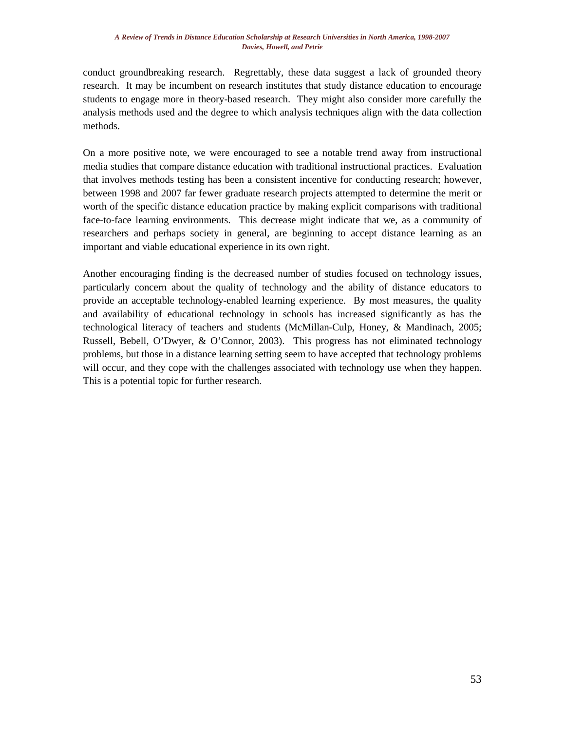conduct groundbreaking research. Regrettably, these data suggest a lack of grounded theory research. It may be incumbent on research institutes that study distance education to encourage students to engage more in theory-based research. They might also consider more carefully the analysis methods used and the degree to which analysis techniques align with the data collection methods.

On a more positive note, we were encouraged to see a notable trend away from instructional media studies that compare distance education with traditional instructional practices. Evaluation that involves methods testing has been a consistent incentive for conducting research; however, between 1998 and 2007 far fewer graduate research projects attempted to determine the merit or worth of the specific distance education practice by making explicit comparisons with traditional face-to-face learning environments. This decrease might indicate that we, as a community of researchers and perhaps society in general, are beginning to accept distance learning as an important and viable educational experience in its own right.

Another encouraging finding is the decreased number of studies focused on technology issues, particularly concern about the quality of technology and the ability of distance educators to provide an acceptable technology-enabled learning experience. By most measures, the quality and availability of educational technology in schools has increased significantly as has the technological literacy of teachers and students (McMillan-Culp, Honey, & Mandinach, 2005; Russell, Bebell, O'Dwyer, & O'Connor, 2003). This progress has not eliminated technology problems, but those in a distance learning setting seem to have accepted that technology problems will occur, and they cope with the challenges associated with technology use when they happen. This is a potential topic for further research.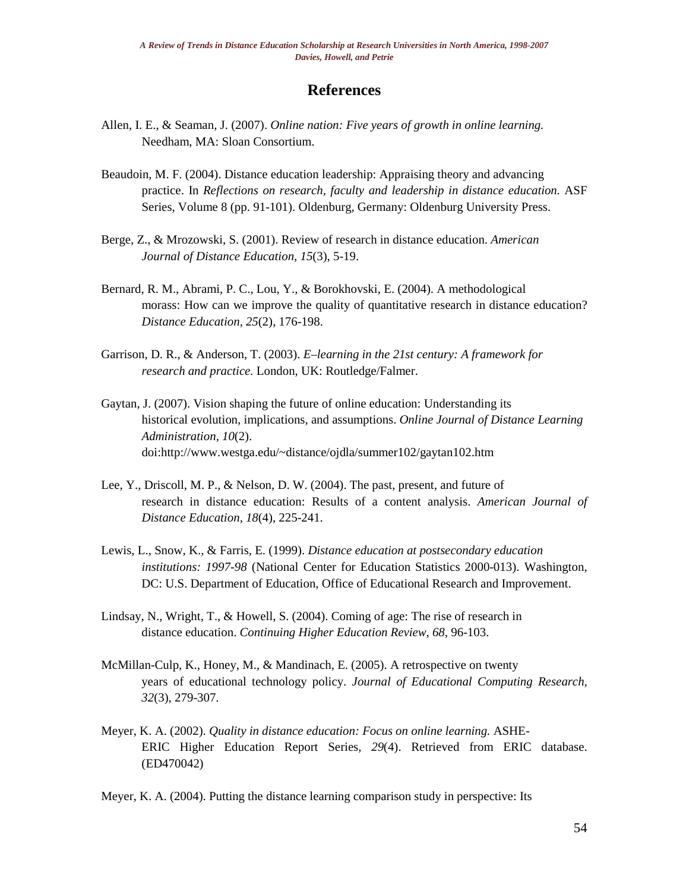# References

Allen, I. E., & Seaman, J. (2007). *Online nation: Five years of growth in online learning.* Needham, MA: Sloan Consortium.

Beaudoin, M. F. (2004). Distance education leadership: Appraising theory and advancing practice. In *Reflections on research, faculty and leadership in distance education.* ASF Series, Volume 8 (pp. 91-101). Oldenburg, Germany: Oldenburg University Press.

Berge, Z., & Mrozowski, S. (2001). Review of research in distance education. *American Journal of Distance Education, 15*(3), 5-19.

Bernard, R. M., Abrami, P. C., Lou, Y., & Borokhovski, E. (2004). A methodological morass: How can we improve the quality of quantitative research in distance education? *Distance Education, 25*(2), 176-198.

Garrison, D. R., & Anderson, T. (2003). *E–learning in the 21st century: A framework for research and practice.* London, UK: Routledge/Falmer.

Gaytan, J. (2007). Vision shaping the future of online education: Understanding its historical evolution, implications, and assumptions. *Online Journal of Distance Learning Administration, 10*(2). doi:http://www.westga.edu/~distance/ojdla/summer102/gaytan102.htm

Lee, Y., Driscoll, M. P., & Nelson, D. W. (2004). The past, present, and future of research in distance education: Results of a content analysis. *American Journal of Distance Education, 18*(4), 225-241.

Lewis, L., Snow, K., & Farris, E. (1999). *Distance education at postsecondary education institutions: 1997-98* (National Center for Education Statistics 2000-013). Washington, DC: U.S. Department of Education, Office of Educational Research and Improvement.

Lindsay, N., Wright, T., & Howell, S. (2004). Coming of age: The rise of research in distance education. *Continuing Higher Education Review, 68*, 96-103.

McMillan-Culp, K., Honey, M., & Mandinach, E. (2005). A retrospective on twenty years of educational technology policy. *Journal of Educational Computing Research, 32*(3), 279-307.

Meyer, K. A. (2002). *Quality in distance education: Focus on online learning.* ASHE-ERIC Higher Education Report Series, *29*(4). Retrieved from ERIC database. (ED470042)

Meyer, K. A. (2004). Putting the distance learning comparison study in perspective: Its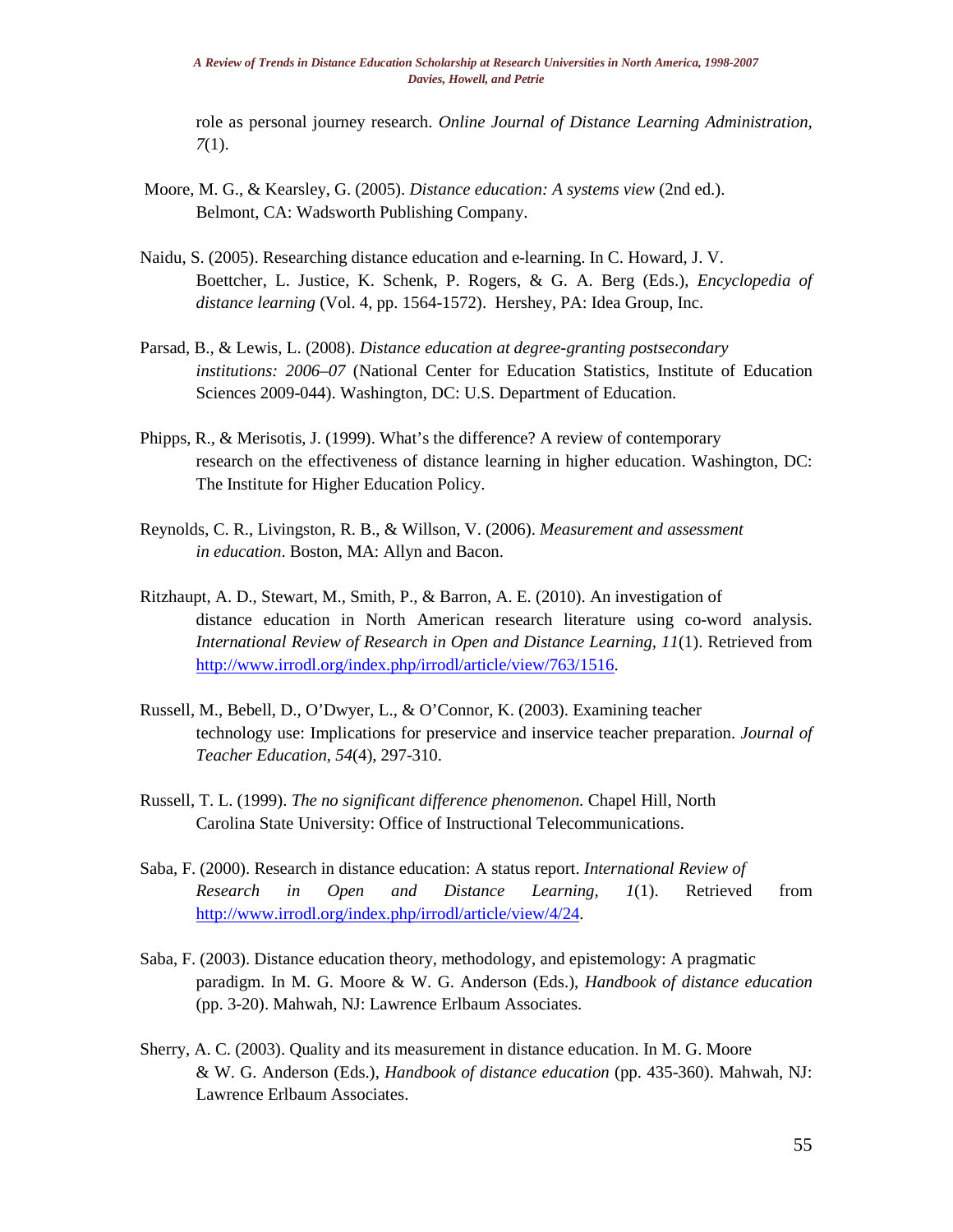role as personal journey research. *Online Journal of Distance Learning Administration, 7*(1).

Moore, M. G., & Kearsley, G. (2005). *Distance education: A systems view* (2nd ed.). Belmont, CA: Wadsworth Publishing Company.

Naidu, S. (2005). Researching distance education and e-learning. In C. Howard, J. V. Boettcher, L. Justice, K. Schenk, P. Rogers, & G. A. Berg (Eds.), *Encyclopedia of distance learning* (Vol. 4, pp. 1564-1572). Hershey, PA: Idea Group, Inc.

Parsad, B., & Lewis, L. (2008). *Distance education at degree-granting postsecondary institutions: 2006–07* (National Center for Education Statistics, Institute of Education Sciences 2009-044). Washington, DC: U.S. Department of Education.

Phipps, R., & Merisotis, J. (1999). What's the difference? A review of contemporary research on the effectiveness of distance learning in higher education. Washington, DC: The Institute for Higher Education Policy.

Reynolds, C. R., Livingston, R. B., & Willson, V. (2006). *Measurement and assessment in education*. Boston, MA: Allyn and Bacon.

Ritzhaupt, A. D., Stewart, M., Smith, P., & Barron, A. E. (2010). An investigation of distance education in North American research literature using co-word analysis. *International Review of Research in Open and Distance Learning, 11*(1). Retrieved from http://www.irrodl.org/index.php/irrodl/article/view/763/1516.

Russell, M., Bebell, D., O'Dwyer, L., & O'Connor, K. (2003). Examining teacher technology use: Implications for preservice and inservice teacher preparation. *Journal of Teacher Education, 54*(4), 297-310.

Russell, T. L. (1999). *The no significant difference phenomenon.* Chapel Hill, North Carolina State University: Office of Instructional Telecommunications.

Saba, F. (2000). Research in distance education: A status report. *International Review of Research in Open and Distance Learning, 1*(1). Retrieved from http://www.irrodl.org/index.php/irrodl/article/view/4/24.

Saba, F. (2003). Distance education theory, methodology, and epistemology: A pragmatic paradigm. In M. G. Moore & W. G. Anderson (Eds.), *Handbook of distance education* (pp. 3-20). Mahwah, NJ: Lawrence Erlbaum Associates.

Sherry, A. C. (2003). Quality and its measurement in distance education. In M. G. Moore & W. G. Anderson (Eds.), *Handbook of distance education* (pp. 435-360). Mahwah, NJ: Lawrence Erlbaum Associates.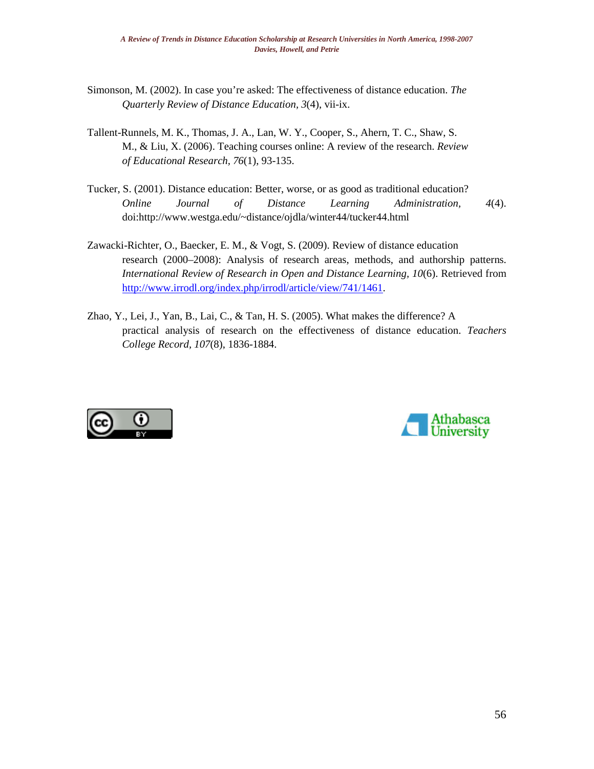Simonson, M. (2002). In case you're asked: The effectiveness of distance education. *The Quarterly Review of Distance Education, 3*(4), vii-ix.

Tallent-Runnels, M. K., Thomas, J. A., Lan, W. Y., Cooper, S., Ahern, T. C., Shaw, S. M., & Liu, X. (2006). Teaching courses online: A review of the research. *Review of Educational Research, 76*(1), 93-135.

Tucker, S. (2001). Distance education: Better, worse, or as good as traditional education? *Online Journal of Distance Learning Administration, 4*(4). doi:http://www.westga.edu/~distance/ojdla/winter44/tucker44.html

Zawacki-Richter, O., Baecker, E. M., & Vogt, S. (2009). Review of distance education research (2000–2008): Analysis of research areas, methods, and authorship patterns. *International Review of Research in Open and Distance Learning, 10*(6). Retrieved from http://www.irrodl.org/index.php/irrodl/article/view/741/1461.

Zhao, Y., Lei, J., Yan, B., Lai, C., & Tan, H. S. (2005). What makes the difference? A practical analysis of research on the effectiveness of distance education. *Teachers College Record, 107*(8), 1836-1884.